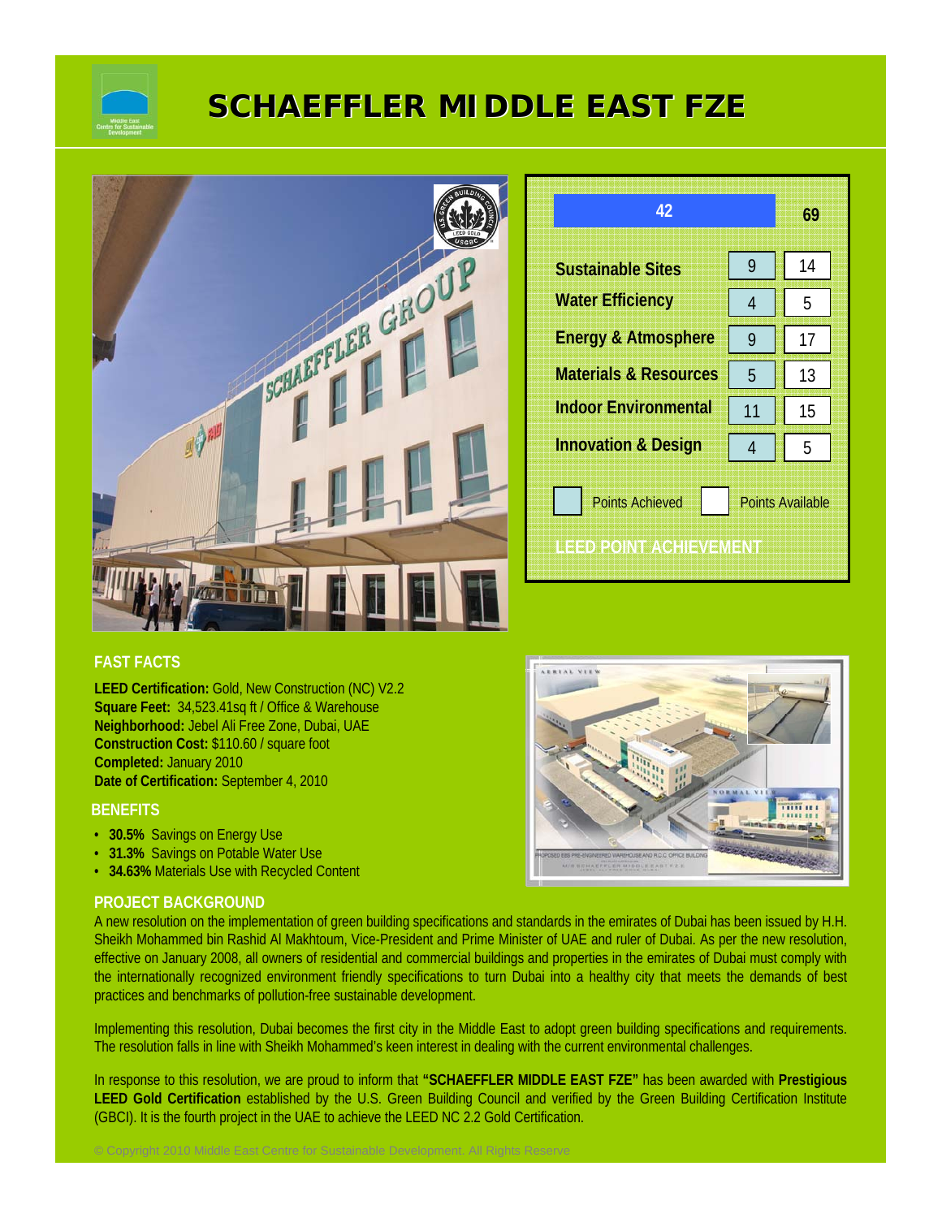# SCHAEFFLER MIDDLE EAST FZE

| | Points Achieved | Points Available |
|---|---|---|
| **Total** | 42 | 69 |
| Sustainable Sites | 9 | 14 |
| Water Efficiency | 4 | 5 |
| Energy & Atmosphere | 9 | 17 |
| Materials & Resources | 5 | 13 |
| Indoor Environmental | 11 | 15 |
| Innovation & Design | 4 | 5 |

LEED POINT ACHIEVEMENT

## FAST FACTS

**LEED Certification:** Gold, New Construction (NC) V2.2
**Square Feet:** 34,523.41sq ft / Office & Warehouse
**Neighborhood:** Jebel Ali Free Zone, Dubai, UAE
**Construction Cost:** $110.60 / square foot
**Completed:** January 2010
**Date of Certification:** September 4, 2010

## BENEFITS

- **30.5%** Savings on Energy Use
- **31.3%** Savings on Potable Water Use
- **34.63%** Materials Use with Recycled Content

## PROJECT BACKGROUND

A new resolution on the implementation of green building specifications and standards in the emirates of Dubai has been issued by H.H. Sheikh Mohammed bin Rashid Al Makhtoum, Vice-President and Prime Minister of UAE and ruler of Dubai. As per the new resolution, effective on January 2008, all owners of residential and commercial buildings and properties in the emirates of Dubai must comply with the internationally recognized environment friendly specifications to turn Dubai into a healthy city that meets the demands of best practices and benchmarks of pollution-free sustainable development.

Implementing this resolution, Dubai becomes the first city in the Middle East to adopt green building specifications and requirements. The resolution falls in line with Sheikh Mohammed's keen interest in dealing with the current environmental challenges.

In response to this resolution, we are proud to inform that **"SCHAEFFLER MIDDLE EAST FZE"** has been awarded with **Prestigious LEED Gold Certification** established by the U.S. Green Building Council and verified by the Green Building Certification Institute (GBCI). It is the fourth project in the UAE to achieve the LEED NC 2.2 Gold Certification.

© Copyright 2010 Middle East Centre for Sustainable Development. All Rights Reserve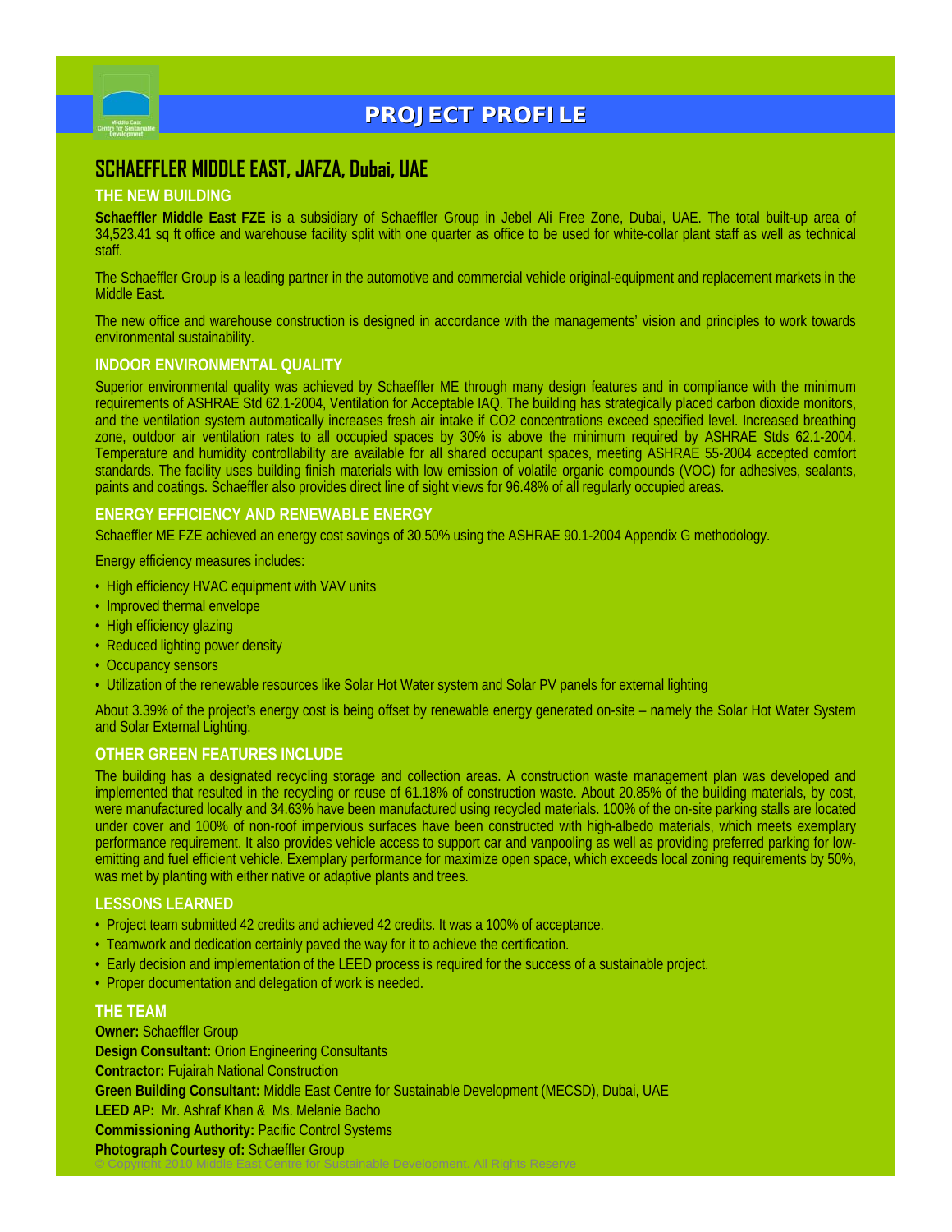# PROJECT PROFILE

## SCHAEFFLER MIDDLE EAST, JAFZA, Dubai, UAE

### THE NEW BUILDING

**Schaeffler Middle East FZE** is a subsidiary of Schaeffler Group in Jebel Ali Free Zone, Dubai, UAE. The total built-up area of 34,523.41 sq ft office and warehouse facility split with one quarter as office to be used for white-collar plant staff as well as technical staff.

The Schaeffler Group is a leading partner in the automotive and commercial vehicle original-equipment and replacement markets in the Middle East.

The new office and warehouse construction is designed in accordance with the managements' vision and principles to work towards environmental sustainability.

### INDOOR ENVIRONMENTAL QUALITY

Superior environmental quality was achieved by Schaeffler ME through many design features and in compliance with the minimum requirements of ASHRAE Std 62.1-2004, Ventilation for Acceptable IAQ. The building has strategically placed carbon dioxide monitors, and the ventilation system automatically increases fresh air intake if $CO_2$ concentrations exceed specified level. Increased breathing zone, outdoor air ventilation rates to all occupied spaces by 30% is above the minimum required by ASHRAE Stds 62.1-2004. Temperature and humidity controllability are available for all shared occupant spaces, meeting ASHRAE 55-2004 accepted comfort standards. The facility uses building finish materials with low emission of volatile organic compounds (VOC) for adhesives, sealants, paints and coatings. Schaeffler also provides direct line of sight views for 96.48% of all regularly occupied areas.

### ENERGY EFFICIENCY AND RENEWABLE ENERGY

Schaeffler ME FZE achieved an energy cost savings of 30.50% using the ASHRAE 90.1-2004 Appendix G methodology.

Energy efficiency measures includes:

- High efficiency HVAC equipment with VAV units
- Improved thermal envelope
- High efficiency glazing
- Reduced lighting power density
- Occupancy sensors
- Utilization of the renewable resources like Solar Hot Water system and Solar PV panels for external lighting

About 3.39% of the project's energy cost is being offset by renewable energy generated on-site – namely the Solar Hot Water System and Solar External Lighting.

### OTHER GREEN FEATURES INCLUDE

The building has a designated recycling storage and collection areas. A construction waste management plan was developed and implemented that resulted in the recycling or reuse of 61.18% of construction waste. About 20.85% of the building materials, by cost, were manufactured locally and 34.63% have been manufactured using recycled materials. 100% of the on-site parking stalls are located under cover and 100% of non-roof impervious surfaces have been constructed with high-albedo materials, which meets exemplary performance requirement. It also provides vehicle access to support car and vanpooling as well as providing preferred parking for low-emitting and fuel efficient vehicle. Exemplary performance for maximize open space, which exceeds local zoning requirements by 50%, was met by planting with either native or adaptive plants and trees.

### LESSONS LEARNED

- Project team submitted 42 credits and achieved 42 credits. It was a 100% of acceptance.
- Teamwork and dedication certainly paved the way for it to achieve the certification.
- Early decision and implementation of the LEED process is required for the success of a sustainable project.
- Proper documentation and delegation of work is needed.

### THE TEAM

**Owner:** Schaeffler Group
**Design Consultant:** Orion Engineering Consultants
**Contractor:** Fujairah National Construction
**Green Building Consultant:** Middle East Centre for Sustainable Development (MECSD), Dubai, UAE
**LEED AP:** Mr. Ashraf Khan & Ms. Melanie Bacho
**Commissioning Authority:** Pacific Control Systems
**Photograph Courtesy of:** Schaeffler Group

© Copyright 2010 Middle East Centre for Sustainable Development. All Rights Reserve